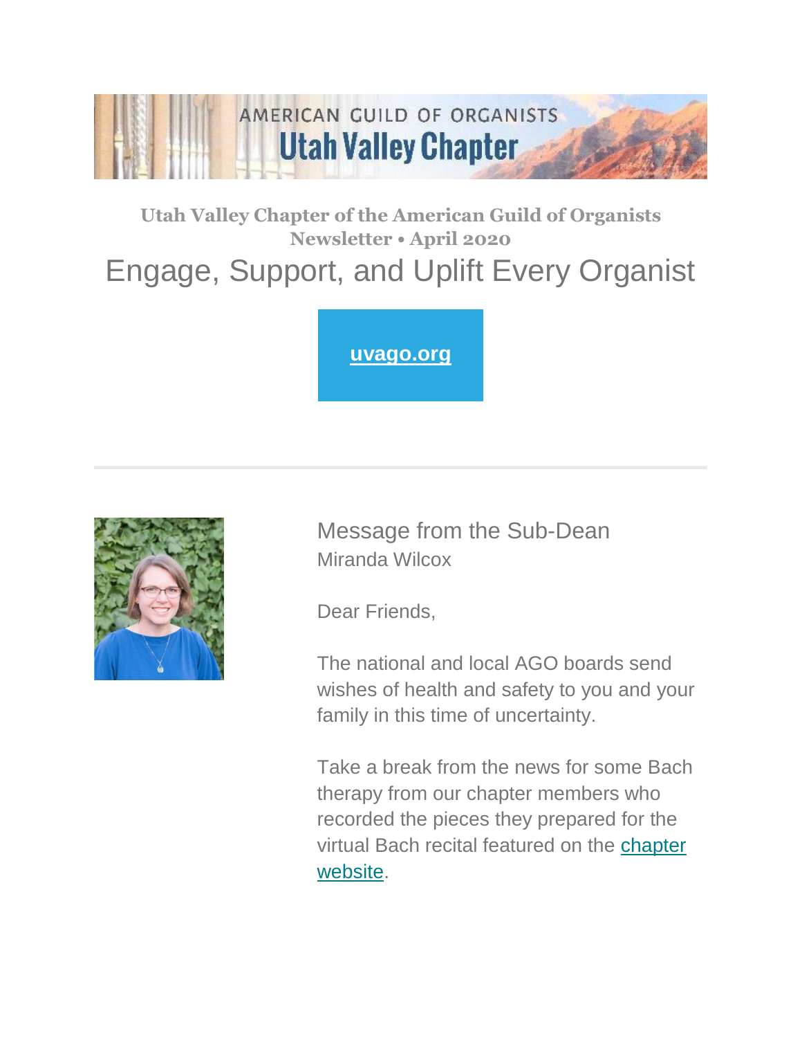AMERICAN GUILD OF ORGANISTS

# Utah Valley Chapter

**Utah Valley Chapter of the American Guild of Organists**
**Newsletter • April 2020**

## Engage, Support, and Uplift Every Organist

[uvago.org]

---

### Message from the Sub-Dean

Miranda Wilcox

Dear Friends,

The national and local AGO boards send wishes of health and safety to you and your family in this time of uncertainty.

Take a break from the news for some Bach therapy from our chapter members who recorded the pieces they prepared for the virtual Bach recital featured on the chapter website.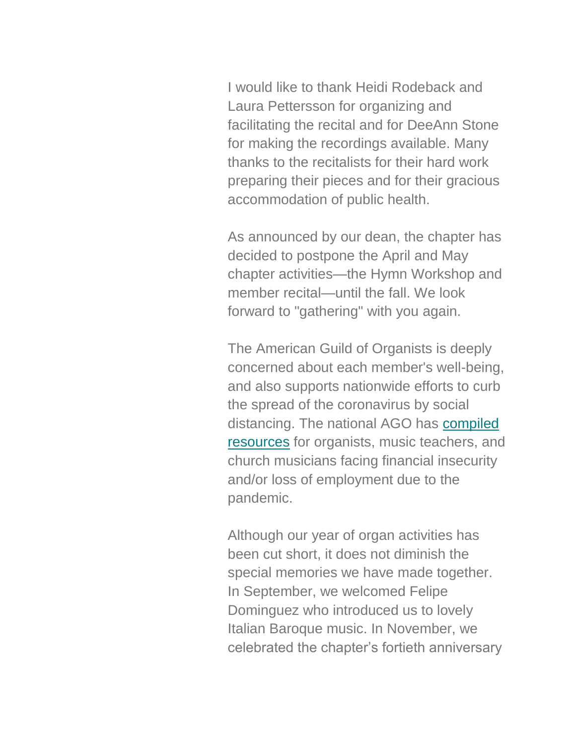I would like to thank Heidi Rodeback and Laura Pettersson for organizing and facilitating the recital and for DeeAnn Stone for making the recordings available. Many thanks to the recitalists for their hard work preparing their pieces and for their gracious accommodation of public health.

As announced by our dean, the chapter has decided to postpone the April and May chapter activities—the Hymn Workshop and member recital—until the fall. We look forward to "gathering" with you again.

The American Guild of Organists is deeply concerned about each member's well-being, and also supports nationwide efforts to curb the spread of the coronavirus by social distancing. The national AGO has compiled resources for organists, music teachers, and church musicians facing financial insecurity and/or loss of employment due to the pandemic.

Although our year of organ activities has been cut short, it does not diminish the special memories we have made together. In September, we welcomed Felipe Dominguez who introduced us to lovely Italian Baroque music. In November, we celebrated the chapter's fortieth anniversary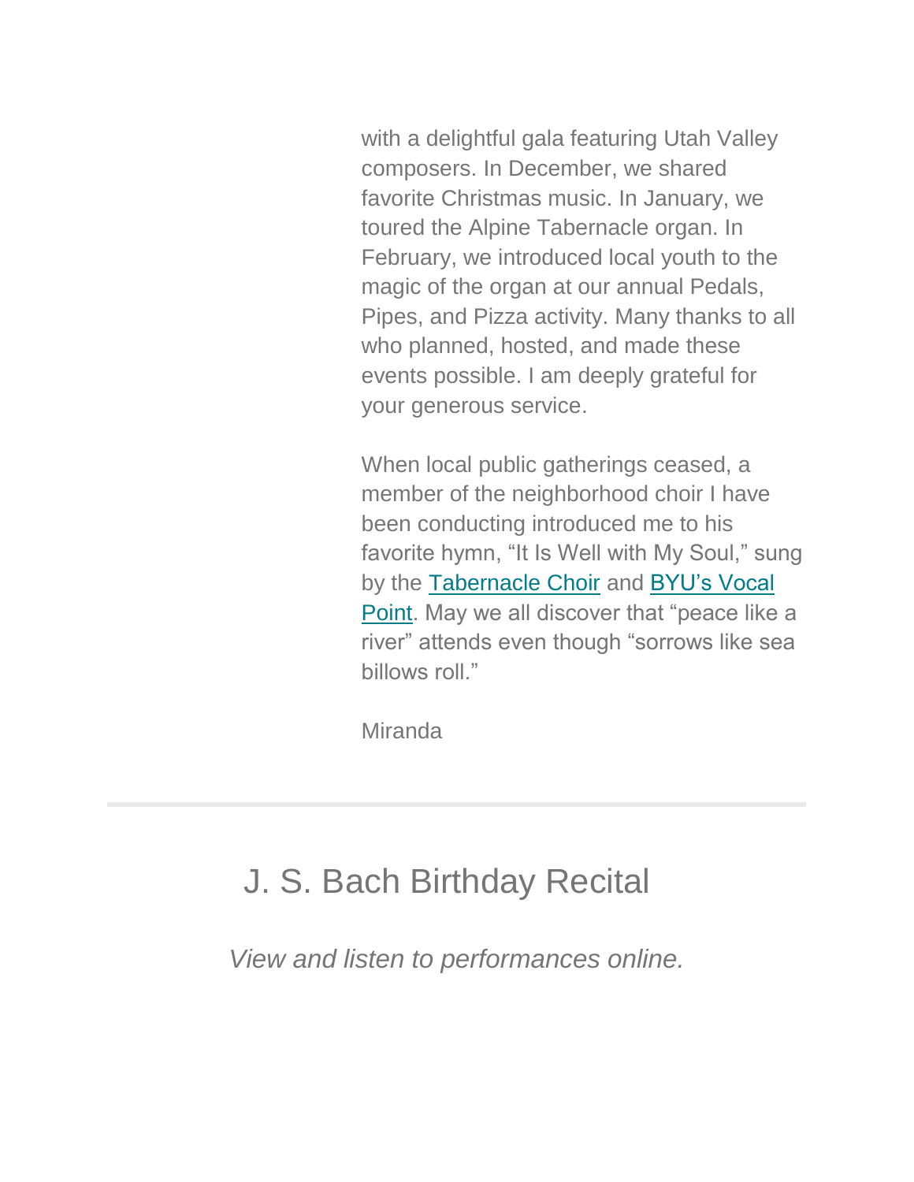with a delightful gala featuring Utah Valley composers. In December, we shared favorite Christmas music. In January, we toured the Alpine Tabernacle organ. In February, we introduced local youth to the magic of the organ at our annual Pedals, Pipes, and Pizza activity. Many thanks to all who planned, hosted, and made these events possible. I am deeply grateful for your generous service.

When local public gatherings ceased, a member of the neighborhood choir I have been conducting introduced me to his favorite hymn, "It Is Well with My Soul," sung by the Tabernacle Choir and BYU's Vocal Point. May we all discover that "peace like a river" attends even though "sorrows like sea billows roll."

Miranda

---

## J. S. Bach Birthday Recital

*View and listen to performances online.*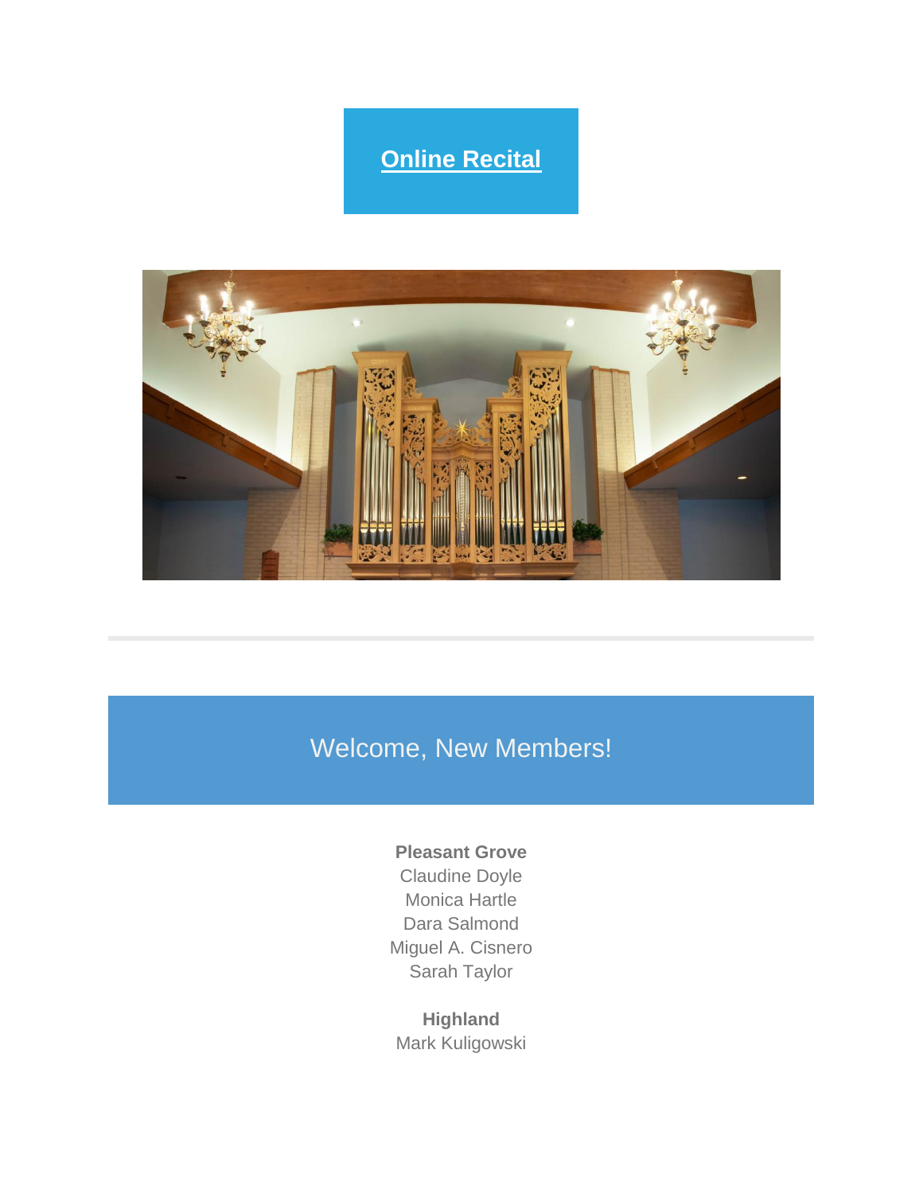**Online Recital**

---

## Welcome, New Members!

**Pleasant Grove**
Claudine Doyle
Monica Hartle
Dara Salmond
Miguel A. Cisnero
Sarah Taylor

**Highland**
Mark Kuligowski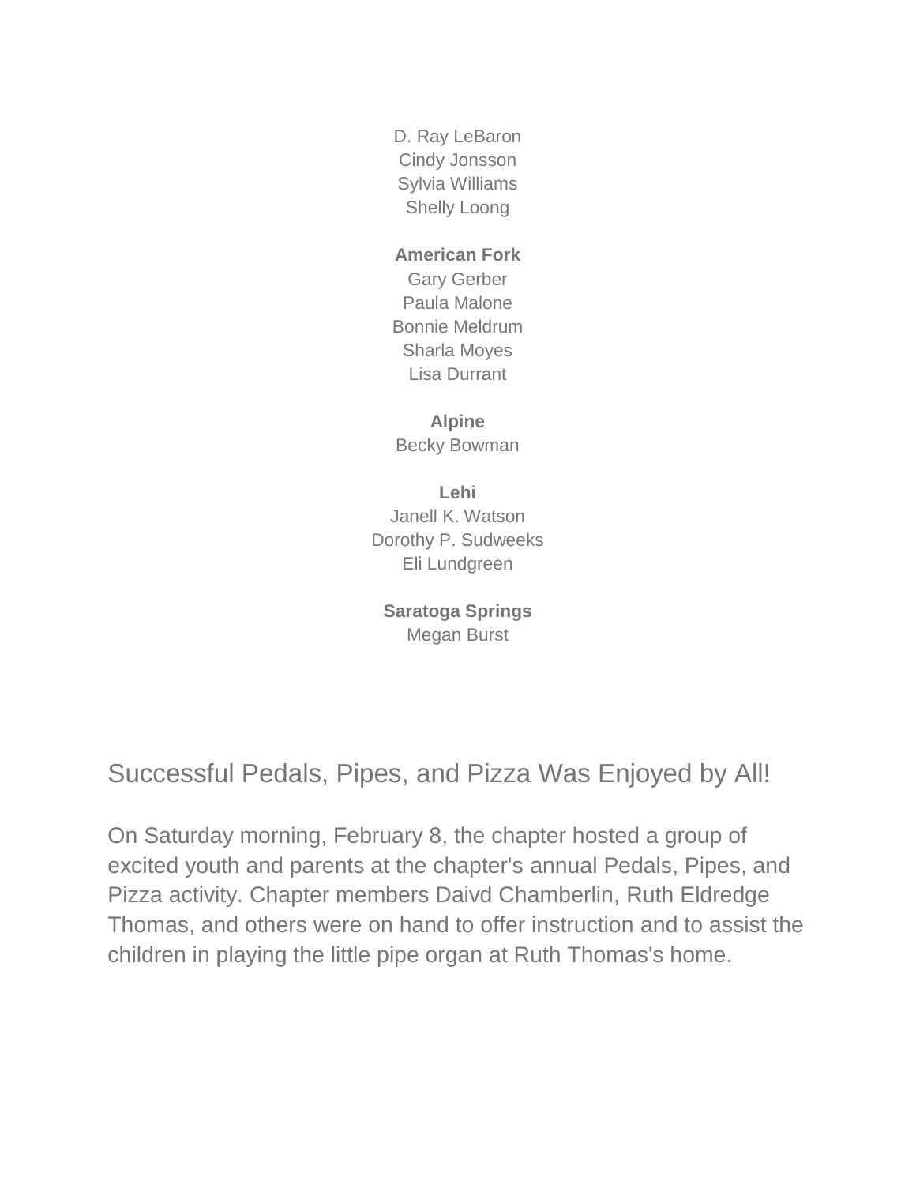D. Ray LeBaron
Cindy Jonsson
Sylvia Williams
Shelly Loong

**American Fork**
Gary Gerber
Paula Malone
Bonnie Meldrum
Sharla Moyes
Lisa Durrant

**Alpine**
Becky Bowman

**Lehi**
Janell K. Watson
Dorothy P. Sudweeks
Eli Lundgreen

**Saratoga Springs**
Megan Burst

## Successful Pedals, Pipes, and Pizza Was Enjoyed by All!

On Saturday morning, February 8, the chapter hosted a group of excited youth and parents at the chapter's annual Pedals, Pipes, and Pizza activity. Chapter members Daivd Chamberlin, Ruth Eldredge Thomas, and others were on hand to offer instruction and to assist the children in playing the little pipe organ at Ruth Thomas's home.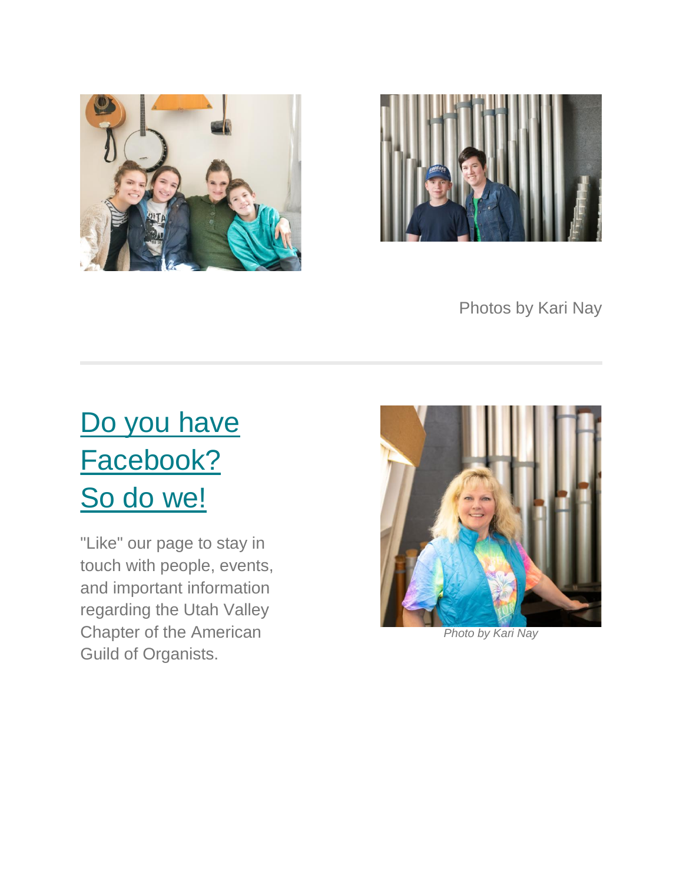Photos by Kari Nay

---

## [Do you have Facebook? So do we!]()

"Like" our page to stay in touch with people, events, and important information regarding the Utah Valley Chapter of the American Guild of Organists.

*Photo by Kari Nay*